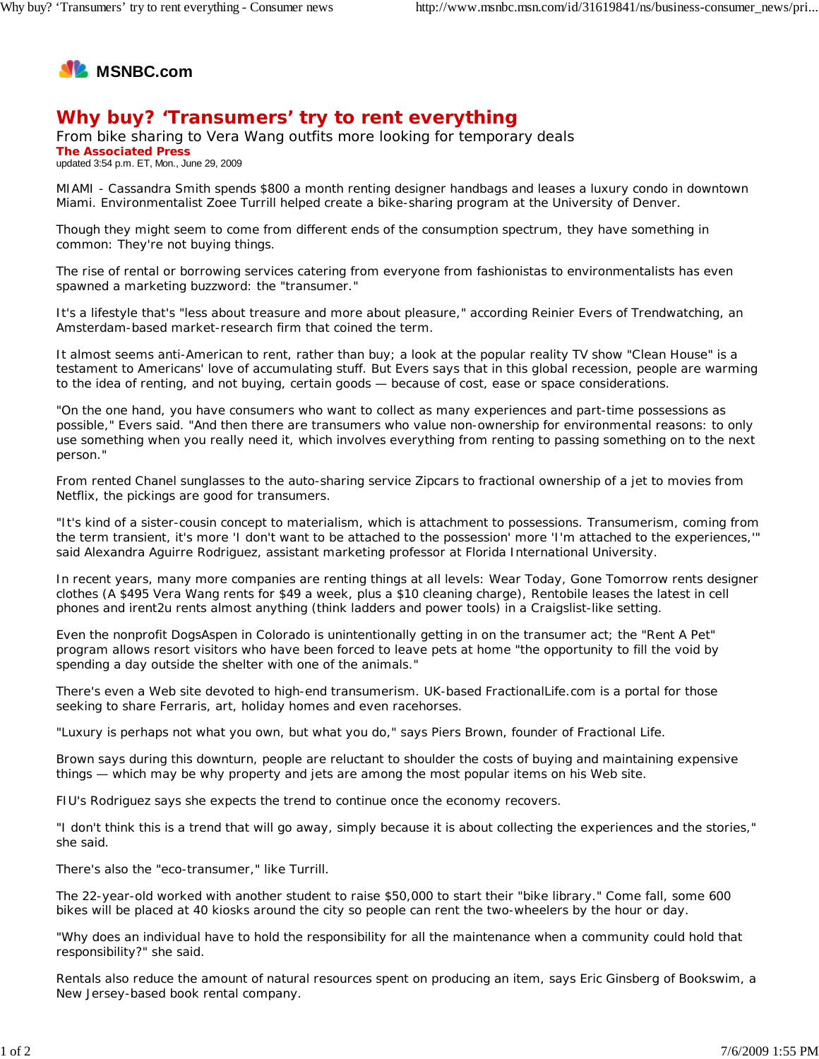MSNBC.com

# Why buy? 'Transumers' try to rent everything

From bike sharing to Vera Wang outfits more looking for temporary deals

**The Associated Press**

updated 3:54 p.m. ET, Mon., June 29, 2009

MIAMI - Cassandra Smith spends $800 a month renting designer handbags and leases a luxury condo in downtown Miami. Environmentalist Zoee Turrill helped create a bike-sharing program at the University of Denver.

Though they might seem to come from different ends of the consumption spectrum, they have something in common: They're not buying things.

The rise of rental or borrowing services catering from everyone from fashionistas to environmentalists has even spawned a marketing buzzword: the "transumer."

It's a lifestyle that's "less about treasure and more about pleasure," according Reinier Evers of Trendwatching, an Amsterdam-based market-research firm that coined the term.

It almost seems anti-American to rent, rather than buy; a look at the popular reality TV show "Clean House" is a testament to Americans' love of accumulating stuff. But Evers says that in this global recession, people are warming to the idea of renting, and not buying, certain goods — because of cost, ease or space considerations.

"On the one hand, you have consumers who want to collect as many experiences and part-time possessions as possible," Evers said. "And then there are transumers who value non-ownership for environmental reasons: to only use something when you really need it, which involves everything from renting to passing something on to the next person."

From rented Chanel sunglasses to the auto-sharing service Zipcars to fractional ownership of a jet to movies from Netflix, the pickings are good for transumers.

"It's kind of a sister-cousin concept to materialism, which is attachment to possessions. Transumerism, coming from the term transient, it's more 'I don't want to be attached to the possession' more 'I'm attached to the experiences,'" said Alexandra Aguirre Rodriguez, assistant marketing professor at Florida International University.

In recent years, many more companies are renting things at all levels: Wear Today, Gone Tomorrow rents designer clothes (A $495 Vera Wang rents for $49 a week, plus a $10 cleaning charge), Rentobile leases the latest in cell phones and irent2u rents almost anything (think ladders and power tools) in a Craigslist-like setting.

Even the nonprofit DogsAspen in Colorado is unintentionally getting in on the transumer act; the "Rent A Pet" program allows resort visitors who have been forced to leave pets at home "the opportunity to fill the void by spending a day outside the shelter with one of the animals."

There's even a Web site devoted to high-end transumerism. UK-based FractionalLife.com is a portal for those seeking to share Ferraris, art, holiday homes and even racehorses.

"Luxury is perhaps not what you own, but what you do," says Piers Brown, founder of Fractional Life.

Brown says during this downturn, people are reluctant to shoulder the costs of buying and maintaining expensive things — which may be why property and jets are among the most popular items on his Web site.

FIU's Rodriguez says she expects the trend to continue once the economy recovers.

"I don't think this is a trend that will go away, simply because it is about collecting the experiences and the stories," she said.

There's also the "eco-transumer," like Turrill.

The 22-year-old worked with another student to raise $50,000 to start their "bike library." Come fall, some 600 bikes will be placed at 40 kiosks around the city so people can rent the two-wheelers by the hour or day.

"Why does an individual have to hold the responsibility for all the maintenance when a community could hold that responsibility?" she said.

Rentals also reduce the amount of natural resources spent on producing an item, says Eric Ginsberg of Bookswim, a New Jersey-based book rental company.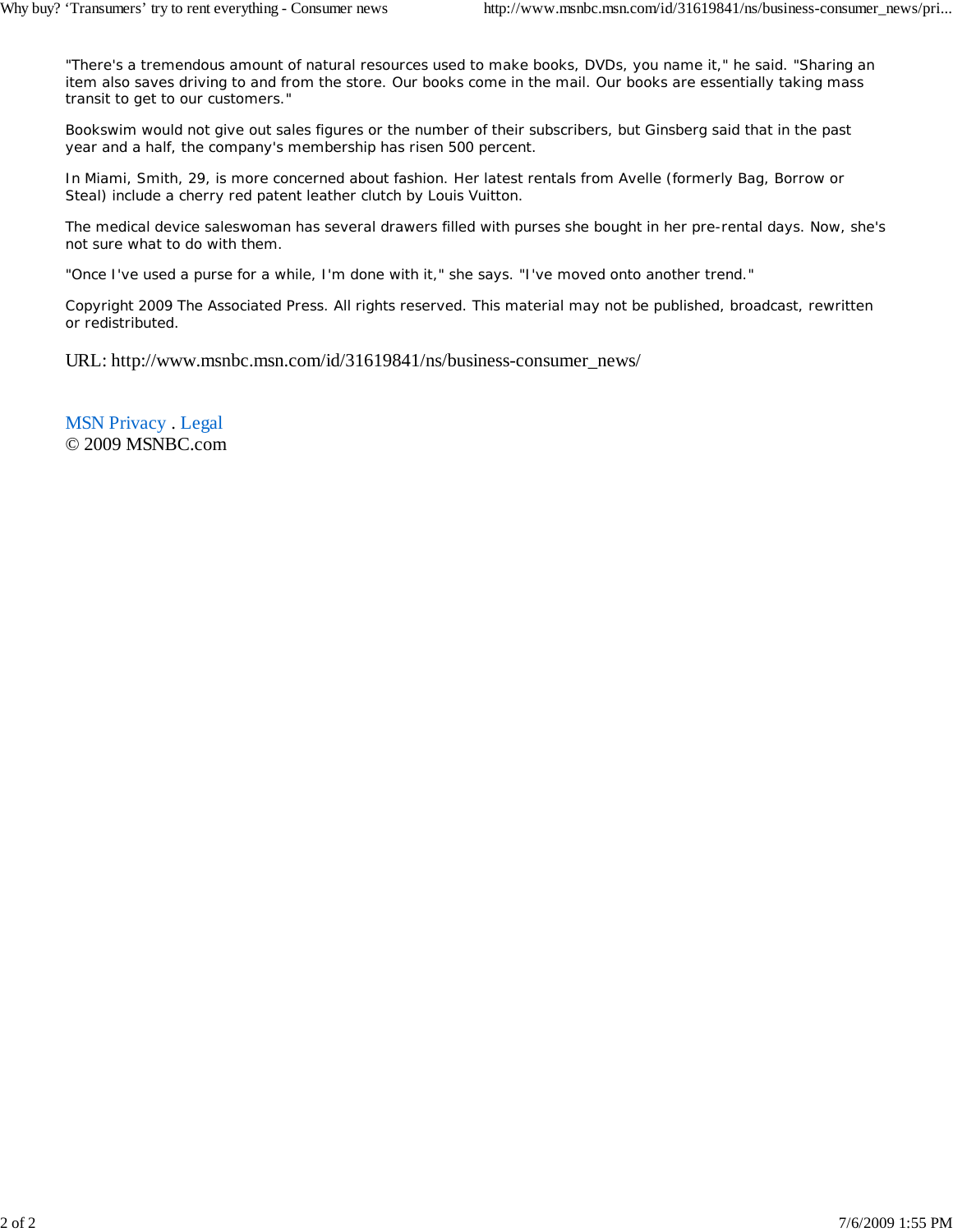"There's a tremendous amount of natural resources used to make books, DVDs, you name it," he said. "Sharing an item also saves driving to and from the store. Our books come in the mail. Our books are essentially taking mass transit to get to our customers."

Bookswim would not give out sales figures or the number of their subscribers, but Ginsberg said that in the past year and a half, the company's membership has risen 500 percent.

In Miami, Smith, 29, is more concerned about fashion. Her latest rentals from Avelle (formerly Bag, Borrow or Steal) include a cherry red patent leather clutch by Louis Vuitton.

The medical device saleswoman has several drawers filled with purses she bought in her pre-rental days. Now, she's not sure what to do with them.

"Once I've used a purse for a while, I'm done with it," she says. "I've moved onto another trend."

Copyright 2009 The Associated Press. All rights reserved. This material may not be published, broadcast, rewritten or redistributed.

URL: http://www.msnbc.msn.com/id/31619841/ns/business-consumer_news/

MSN Privacy . Legal
© 2009 MSNBC.com